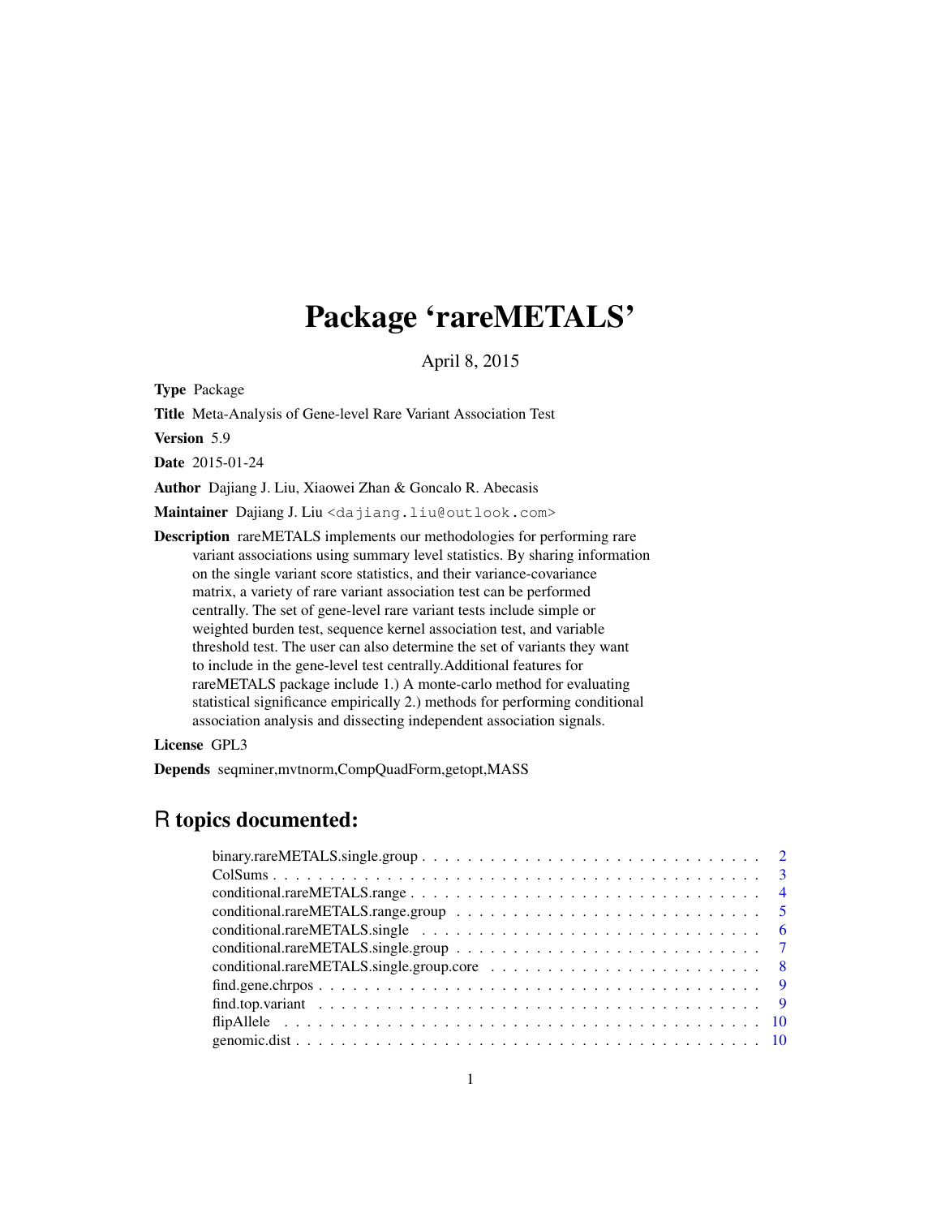# Package 'rareMETALS'

April 8, 2015

**Type** Package

**Title** Meta-Analysis of Gene-level Rare Variant Association Test

**Version** 5.9

**Date** 2015-01-24

**Author** Dajiang J. Liu, Xiaowei Zhan & Goncalo R. Abecasis

**Maintainer** Dajiang J. Liu <dajiang.liu@outlook.com>

**Description** rareMETALS implements our methodologies for performing rare variant associations using summary level statistics. By sharing information on the single variant score statistics, and their variance-covariance matrix, a variety of rare variant association test can be performed centrally. The set of gene-level rare variant tests include simple or weighted burden test, sequence kernel association test, and variable threshold test. The user can also determine the set of variants they want to include in the gene-level test centrally.Additional features for rareMETALS package include 1.) A monte-carlo method for evaluating statistical significance empirically 2.) methods for performing conditional association analysis and dissecting independent association signals.

**License** GPL3

**Depends** seqminer,mvtnorm,CompQuadForm,getopt,MASS

## R topics documented:

- binary.rareMETALS.single.group . . . 2
- ColSums . . . 3
- conditional.rareMETALS.range . . . 4
- conditional.rareMETALS.range.group . . . 5
- conditional.rareMETALS.single . . . 6
- conditional.rareMETALS.single.group . . . 7
- conditional.rareMETALS.single.group.core . . . 8
- find.gene.chrpos . . . 9
- find.top.variant . . . 9
- flipAllele . . . 10
- genomic.dist . . . 10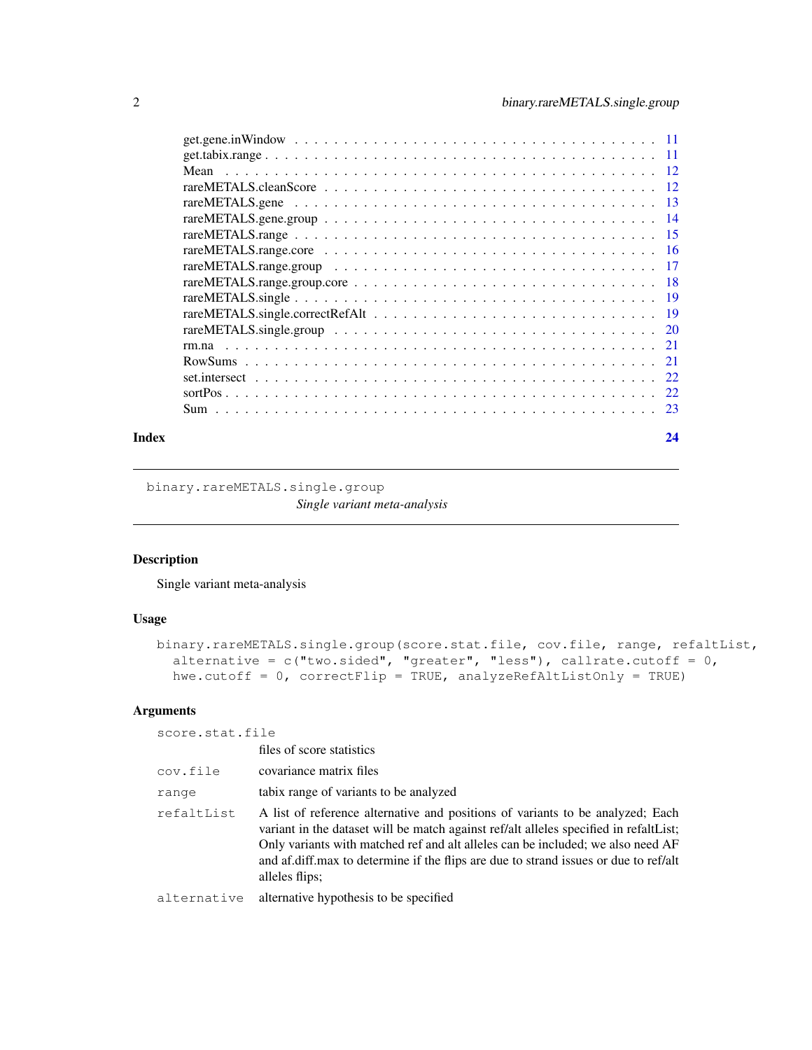get.gene.inWindow . . . . . . . . . . . . . . . . . . . . . . . . . . . . . . . . . . . 11
get.tabix.range . . . . . . . . . . . . . . . . . . . . . . . . . . . . . . . . . . . . 11
Mean . . . . . . . . . . . . . . . . . . . . . . . . . . . . . . . . . . . . . . . . . . 12
rareMETALS.cleanScore . . . . . . . . . . . . . . . . . . . . . . . . . . . . . . . . . 12
rareMETALS.gene . . . . . . . . . . . . . . . . . . . . . . . . . . . . . . . . . . . . 13
rareMETALS.gene.group . . . . . . . . . . . . . . . . . . . . . . . . . . . . . . . . . 14
rareMETALS.range . . . . . . . . . . . . . . . . . . . . . . . . . . . . . . . . . . . 15
rareMETALS.range.core . . . . . . . . . . . . . . . . . . . . . . . . . . . . . . . . . 16
rareMETALS.range.group . . . . . . . . . . . . . . . . . . . . . . . . . . . . . . . . 17
rareMETALS.range.group.core . . . . . . . . . . . . . . . . . . . . . . . . . . . . . . 18
rareMETALS.single . . . . . . . . . . . . . . . . . . . . . . . . . . . . . . . . . . . 19
rareMETALS.single.correctRefAlt . . . . . . . . . . . . . . . . . . . . . . . . . . . . 19
rareMETALS.single.group . . . . . . . . . . . . . . . . . . . . . . . . . . . . . . . . 20
rm.na . . . . . . . . . . . . . . . . . . . . . . . . . . . . . . . . . . . . . . . . . . 21
RowSums . . . . . . . . . . . . . . . . . . . . . . . . . . . . . . . . . . . . . . . . 21
set.intersect . . . . . . . . . . . . . . . . . . . . . . . . . . . . . . . . . . . . . . 22
sortPos . . . . . . . . . . . . . . . . . . . . . . . . . . . . . . . . . . . . . . . . . 22
Sum . . . . . . . . . . . . . . . . . . . . . . . . . . . . . . . . . . . . . . . . . . . 23

**Index** **24**

---

## binary.rareMETALS.single.group — *Single variant meta-analysis*

### Description

Single variant meta-analysis

### Usage

```
binary.rareMETALS.single.group(score.stat.file, cov.file, range, refaltList,
  alternative = c("two.sided", "greater", "less"), callrate.cutoff = 0,
  hwe.cutoff = 0, correctFlip = TRUE, analyzeRefAltListOnly = TRUE)
```

### Arguments

| Argument | Description |
|---|---|
| `score.stat.file` | files of score statistics |
| `cov.file` | covariance matrix files |
| `range` | tabix range of variants to be analyzed |
| `refaltList` | A list of reference alternative and positions of variants to be analyzed; Each variant in the dataset will be match against ref/alt alleles specified in refaltList; Only variants with matched ref and alt alleles can be included; we also need AF and af.diff.max to determine if the flips are due to strand issues or due to ref/alt alleles flips; |
| `alternative` | alternative hypothesis to be specified |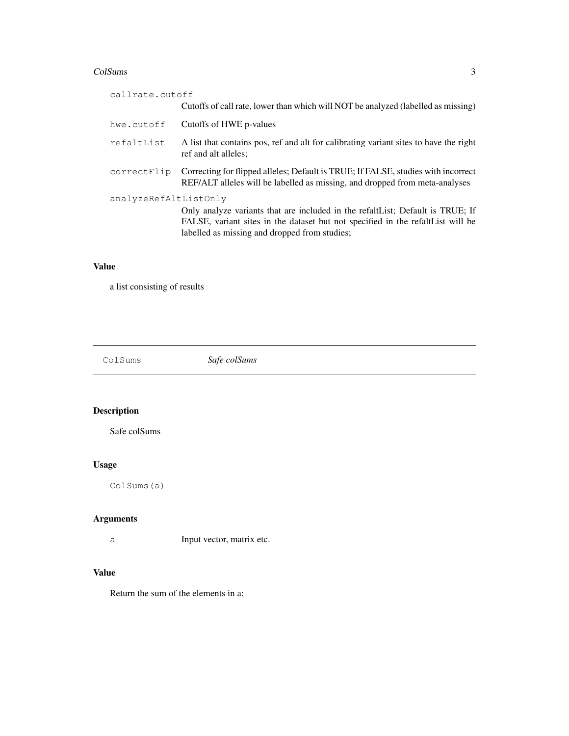| | |
|---|---|
| `callrate.cutoff` | Cutoffs of call rate, lower than which will NOT be analyzed (labelled as missing) |
| `hwe.cutoff` | Cutoffs of HWE p-values |
| `refaltList` | A list that contains pos, ref and alt for calibrating variant sites to have the right ref and alt alleles; |
| `correctFlip` | Correcting for flipped alleles; Default is TRUE; If FALSE, studies with incorrect REF/ALT alleles will be labelled as missing, and dropped from meta-analyses |
| `analyzeRefAltListOnly` | Only analyze variants that are included in the refaltList; Default is TRUE; If FALSE, variant sites in the dataset but not specified in the refaltList will be labelled as missing and dropped from studies; |

### Value

a list consisting of results

---

## ColSums — *Safe colSums*

---

### Description

Safe colSums

### Usage

```
ColSums(a)
```

### Arguments

| | |
|---|---|
| `a` | Input vector, matrix etc. |

### Value

Return the sum of the elements in a;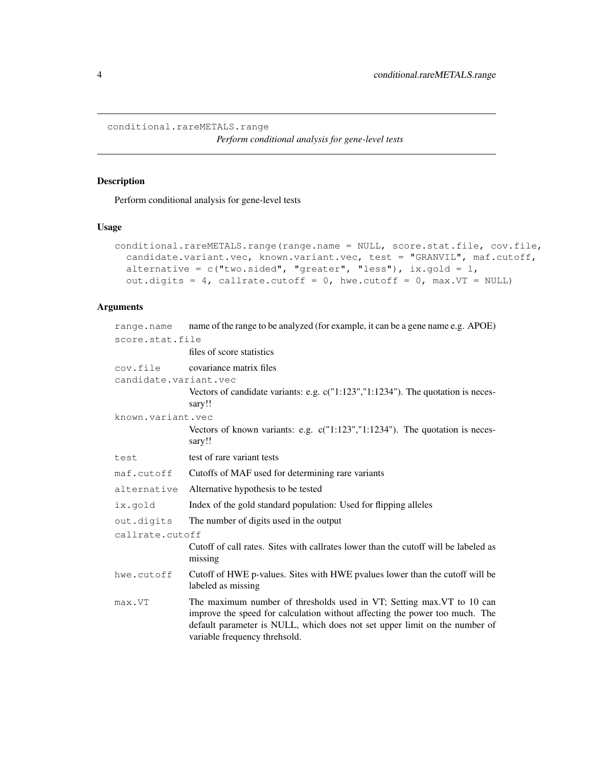conditional.rareMETALS.range — *Perform conditional analysis for gene-level tests*

## Description

Perform conditional analysis for gene-level tests

## Usage

```
conditional.rareMETALS.range(range.name = NULL, score.stat.file, cov.file,
  candidate.variant.vec, known.variant.vec, test = "GRANVIL", maf.cutoff,
  alternative = c("two.sided", "greater", "less"), ix.gold = 1,
  out.digits = 4, callrate.cutoff = 0, hwe.cutoff = 0, max.VT = NULL)
```

## Arguments

| Argument | Description |
| --- | --- |
| `range.name` | name of the range to be analyzed (for example, it can be a gene name e.g. APOE) |
| `score.stat.file` | files of score statistics |
| `cov.file` | covariance matrix files |
| `candidate.variant.vec` | Vectors of candidate variants: e.g. c("1:123","1:1234"). The quotation is necessary!! |
| `known.variant.vec` | Vectors of known variants: e.g. c("1:123","1:1234"). The quotation is necessary!! |
| `test` | test of rare variant tests |
| `maf.cutoff` | Cutoffs of MAF used for determining rare variants |
| `alternative` | Alternative hypothesis to be tested |
| `ix.gold` | Index of the gold standard population: Used for flipping alleles |
| `out.digits` | The number of digits used in the output |
| `callrate.cutoff` | Cutoff of call rates. Sites with callrates lower than the cutoff will be labeled as missing |
| `hwe.cutoff` | Cutoff of HWE p-values. Sites with HWE pvalues lower than the cutoff will be labeled as missing |
| `max.VT` | The maximum number of thresholds used in VT; Setting max.VT to 10 can improve the speed for calculation without affecting the power too much. The default parameter is NULL, which does not set upper limit on the number of variable frequency threhsold. |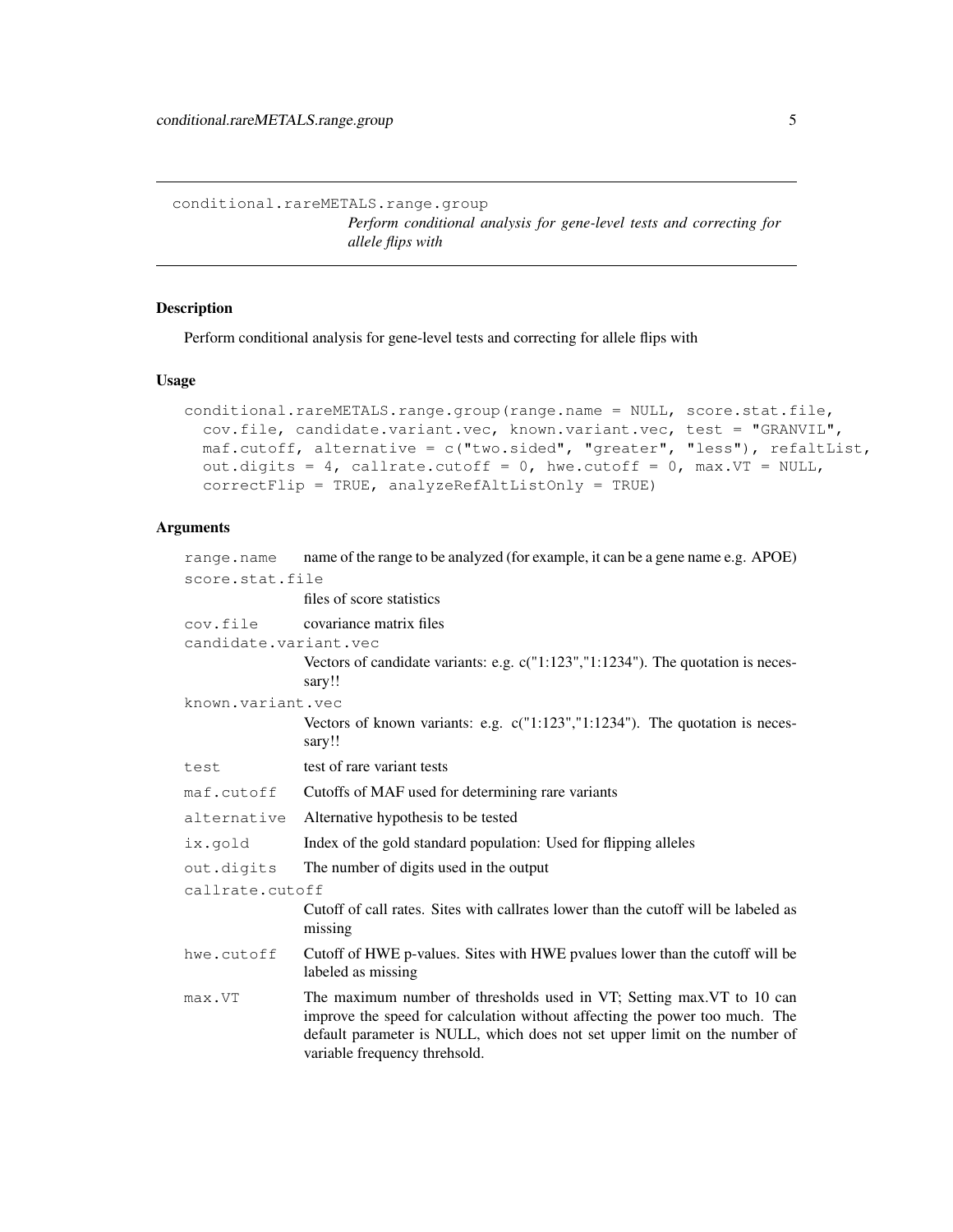## conditional.rareMETALS.range.group

*Perform conditional analysis for gene-level tests and correcting for allele flips with*

### Description

Perform conditional analysis for gene-level tests and correcting for allele flips with

### Usage

```
conditional.rareMETALS.range.group(range.name = NULL, score.stat.file,
  cov.file, candidate.variant.vec, known.variant.vec, test = "GRANVIL",
  maf.cutoff, alternative = c("two.sided", "greater", "less"), refaltList,
  out.digits = 4, callrate.cutoff = 0, hwe.cutoff = 0, max.VT = NULL,
  correctFlip = TRUE, analyzeRefAltListOnly = TRUE)
```

### Arguments

| | |
|---|---|
| `range.name` | name of the range to be analyzed (for example, it can be a gene name e.g. APOE) |
| `score.stat.file` | files of score statistics |
| `cov.file` | covariance matrix files |
| `candidate.variant.vec` | Vectors of candidate variants: e.g. c("1:123","1:1234"). The quotation is necessary!! |
| `known.variant.vec` | Vectors of known variants: e.g. c("1:123","1:1234"). The quotation is necessary!! |
| `test` | test of rare variant tests |
| `maf.cutoff` | Cutoffs of MAF used for determining rare variants |
| `alternative` | Alternative hypothesis to be tested |
| `ix.gold` | Index of the gold standard population: Used for flipping alleles |
| `out.digits` | The number of digits used in the output |
| `callrate.cutoff` | Cutoff of call rates. Sites with callrates lower than the cutoff will be labeled as missing |
| `hwe.cutoff` | Cutoff of HWE p-values. Sites with HWE pvalues lower than the cutoff will be labeled as missing |
| `max.VT` | The maximum number of thresholds used in VT; Setting max.VT to 10 can improve the speed for calculation without affecting the power too much. The default parameter is NULL, which does not set upper limit on the number of variable frequency threhsold. |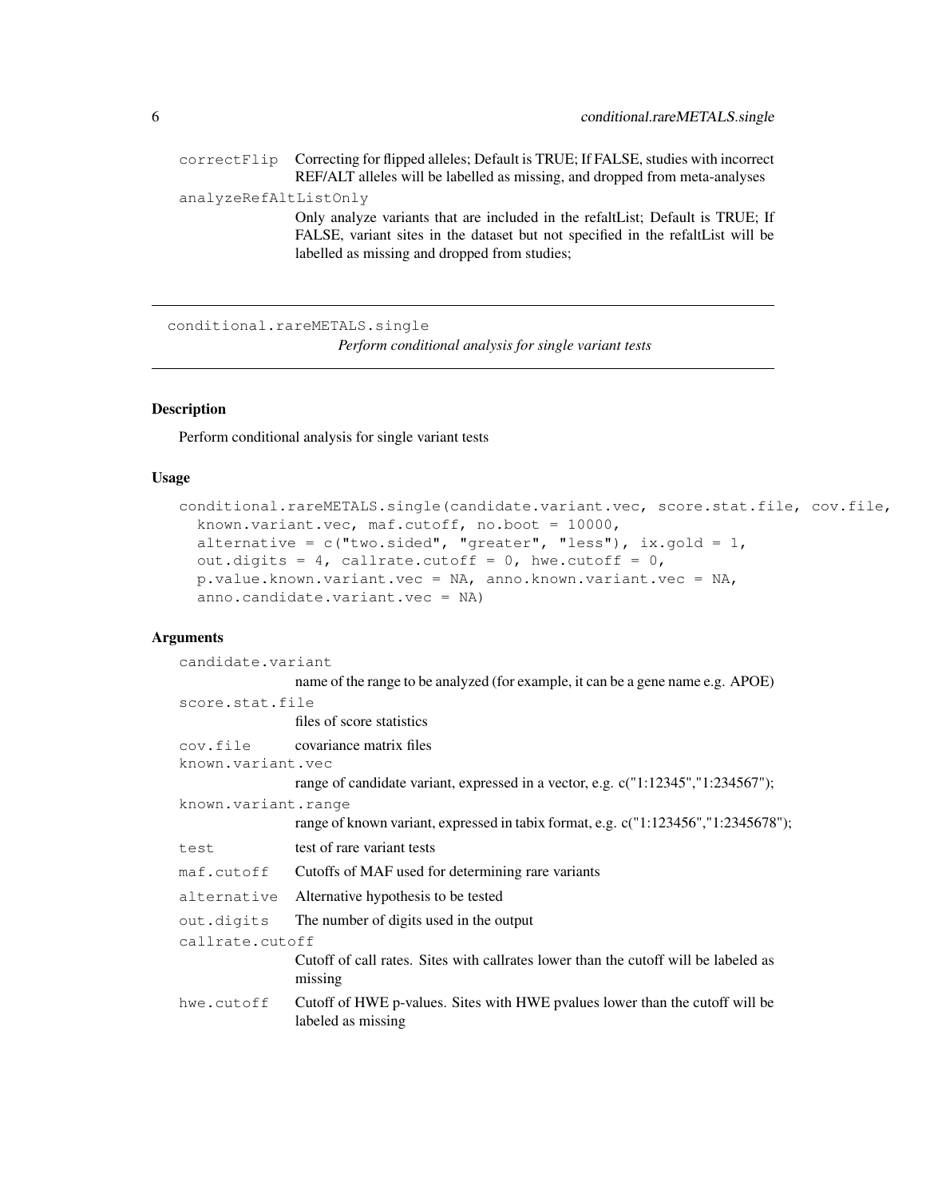| | |
|---|---|
| `correctFlip` | Correcting for flipped alleles; Default is TRUE; If FALSE, studies with incorrect REF/ALT alleles will be labelled as missing, and dropped from meta-analyses |
| `analyzeRefAltListOnly` | Only analyze variants that are included in the refaltList; Default is TRUE; If FALSE, variant sites in the dataset but not specified in the refaltList will be labelled as missing and dropped from studies; |

---

## `conditional.rareMETALS.single` — *Perform conditional analysis for single variant tests*

---

### Description

Perform conditional analysis for single variant tests

### Usage

```
conditional.rareMETALS.single(candidate.variant.vec, score.stat.file, cov.file,
  known.variant.vec, maf.cutoff, no.boot = 10000,
  alternative = c("two.sided", "greater", "less"), ix.gold = 1,
  out.digits = 4, callrate.cutoff = 0, hwe.cutoff = 0,
  p.value.known.variant.vec = NA, anno.known.variant.vec = NA,
  anno.candidate.variant.vec = NA)
```

### Arguments

| | |
|---|---|
| `candidate.variant` | name of the range to be analyzed (for example, it can be a gene name e.g. APOE) |
| `score.stat.file` | files of score statistics |
| `cov.file` | covariance matrix files |
| `known.variant.vec` | range of candidate variant, expressed in a vector, e.g. c("1:12345","1:234567"); |
| `known.variant.range` | range of known variant, expressed in tabix format, e.g. c("1:123456","1:2345678"); |
| `test` | test of rare variant tests |
| `maf.cutoff` | Cutoffs of MAF used for determining rare variants |
| `alternative` | Alternative hypothesis to be tested |
| `out.digits` | The number of digits used in the output |
| `callrate.cutoff` | Cutoff of call rates. Sites with callrates lower than the cutoff will be labeled as missing |
| `hwe.cutoff` | Cutoff of HWE p-values. Sites with HWE pvalues lower than the cutoff will be labeled as missing |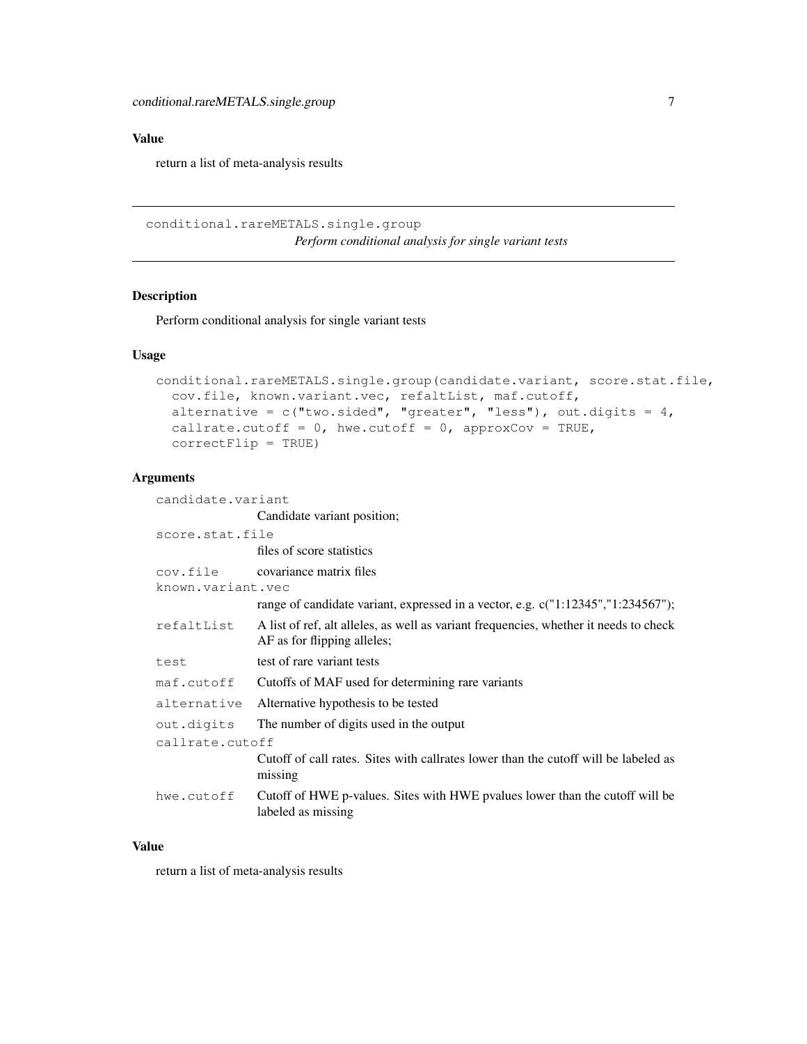### Value

return a list of meta-analysis results

---

## conditional.rareMETALS.single.group

*Perform conditional analysis for single variant tests*

---

### Description

Perform conditional analysis for single variant tests

### Usage

```
conditional.rareMETALS.single.group(candidate.variant, score.stat.file,
  cov.file, known.variant.vec, refaltList, maf.cutoff,
  alternative = c("two.sided", "greater", "less"), out.digits = 4,
  callrate.cutoff = 0, hwe.cutoff = 0, approxCov = TRUE,
  correctFlip = TRUE)
```

### Arguments

| | |
|---|---|
| `candidate.variant` | Candidate variant position; |
| `score.stat.file` | files of score statistics |
| `cov.file` | covariance matrix files |
| `known.variant.vec` | range of candidate variant, expressed in a vector, e.g. c("1:12345","1:234567"); |
| `refaltList` | A list of ref, alt alleles, as well as variant frequencies, whether it needs to check AF as for flipping alleles; |
| `test` | test of rare variant tests |
| `maf.cutoff` | Cutoffs of MAF used for determining rare variants |
| `alternative` | Alternative hypothesis to be tested |
| `out.digits` | The number of digits used in the output |
| `callrate.cutoff` | Cutoff of call rates. Sites with callrates lower than the cutoff will be labeled as missing |
| `hwe.cutoff` | Cutoff of HWE p-values. Sites with HWE pvalues lower than the cutoff will be labeled as missing |

### Value

return a list of meta-analysis results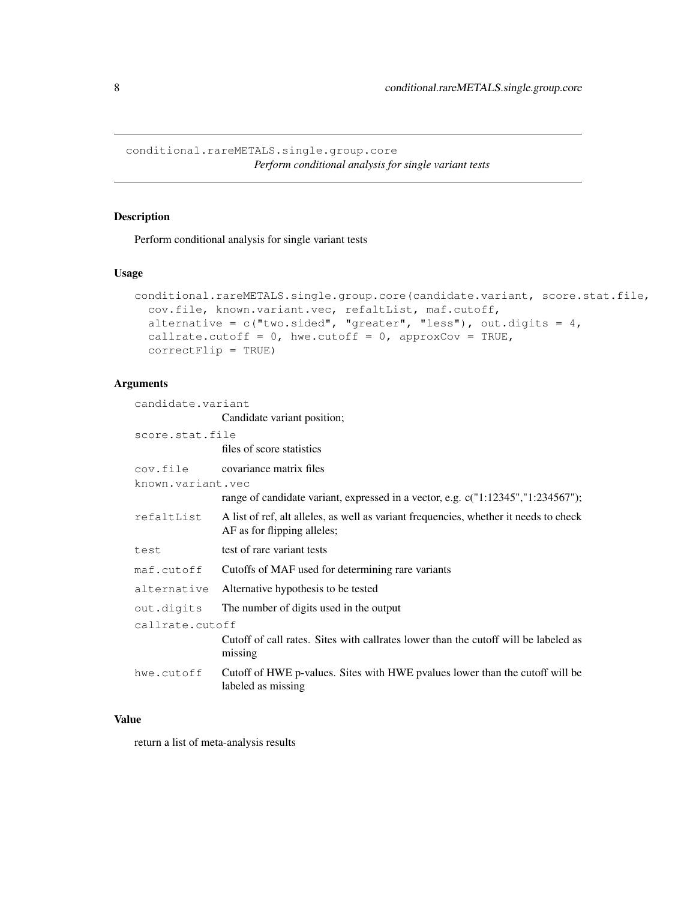## conditional.rareMETALS.single.group.core

*Perform conditional analysis for single variant tests*

### Description

Perform conditional analysis for single variant tests

### Usage

```
conditional.rareMETALS.single.group.core(candidate.variant, score.stat.file,
  cov.file, known.variant.vec, refaltList, maf.cutoff,
  alternative = c("two.sided", "greater", "less"), out.digits = 4,
  callrate.cutoff = 0, hwe.cutoff = 0, approxCov = TRUE,
  correctFlip = TRUE)
```

### Arguments

| Argument | Description |
| --- | --- |
| `candidate.variant` | Candidate variant position; |
| `score.stat.file` | files of score statistics |
| `cov.file` | covariance matrix files |
| `known.variant.vec` | range of candidate variant, expressed in a vector, e.g. c("1:12345","1:234567"); |
| `refaltList` | A list of ref, alt alleles, as well as variant frequencies, whether it needs to check AF as for flipping alleles; |
| `test` | test of rare variant tests |
| `maf.cutoff` | Cutoffs of MAF used for determining rare variants |
| `alternative` | Alternative hypothesis to be tested |
| `out.digits` | The number of digits used in the output |
| `callrate.cutoff` | Cutoff of call rates. Sites with callrates lower than the cutoff will be labeled as missing |
| `hwe.cutoff` | Cutoff of HWE p-values. Sites with HWE pvalues lower than the cutoff will be labeled as missing |

### Value

return a list of meta-analysis results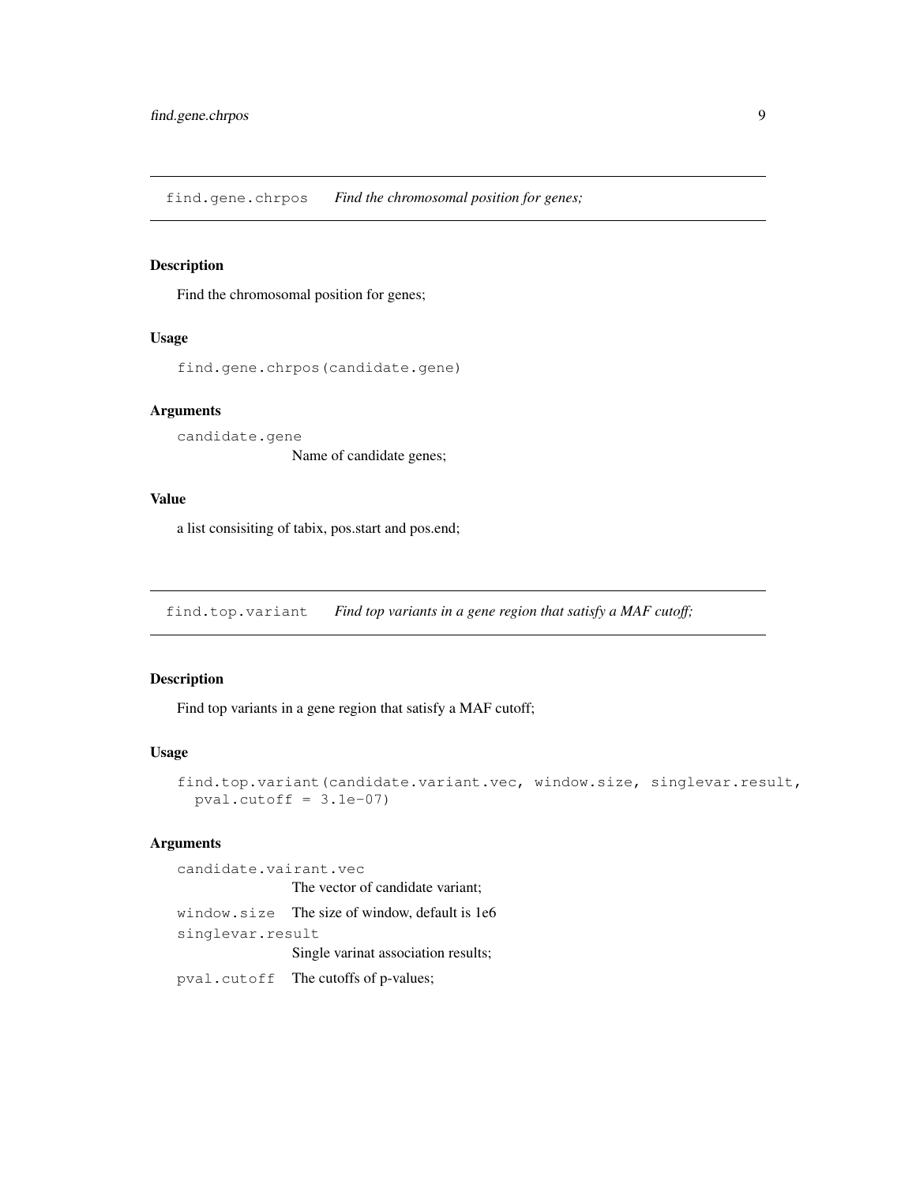## find.gene.chrpos *Find the chromosomal position for genes;*

### Description

Find the chromosomal position for genes;

### Usage

```
find.gene.chrpos(candidate.gene)
```

### Arguments

| | |
|---|---|
| `candidate.gene` | Name of candidate genes; |

### Value

a list consisiting of tabix, pos.start and pos.end;

## find.top.variant *Find top variants in a gene region that satisfy a MAF cutoff;*

### Description

Find top variants in a gene region that satisfy a MAF cutoff;

### Usage

```
find.top.variant(candidate.variant.vec, window.size, singlevar.result,
  pval.cutoff = 3.1e-07)
```

### Arguments

| | |
|---|---|
| `candidate.vairant.vec` | The vector of candidate variant; |
| `window.size` | The size of window, default is 1e6 |
| `singlevar.result` | Single varinat association results; |
| `pval.cutoff` | The cutoffs of p-values; |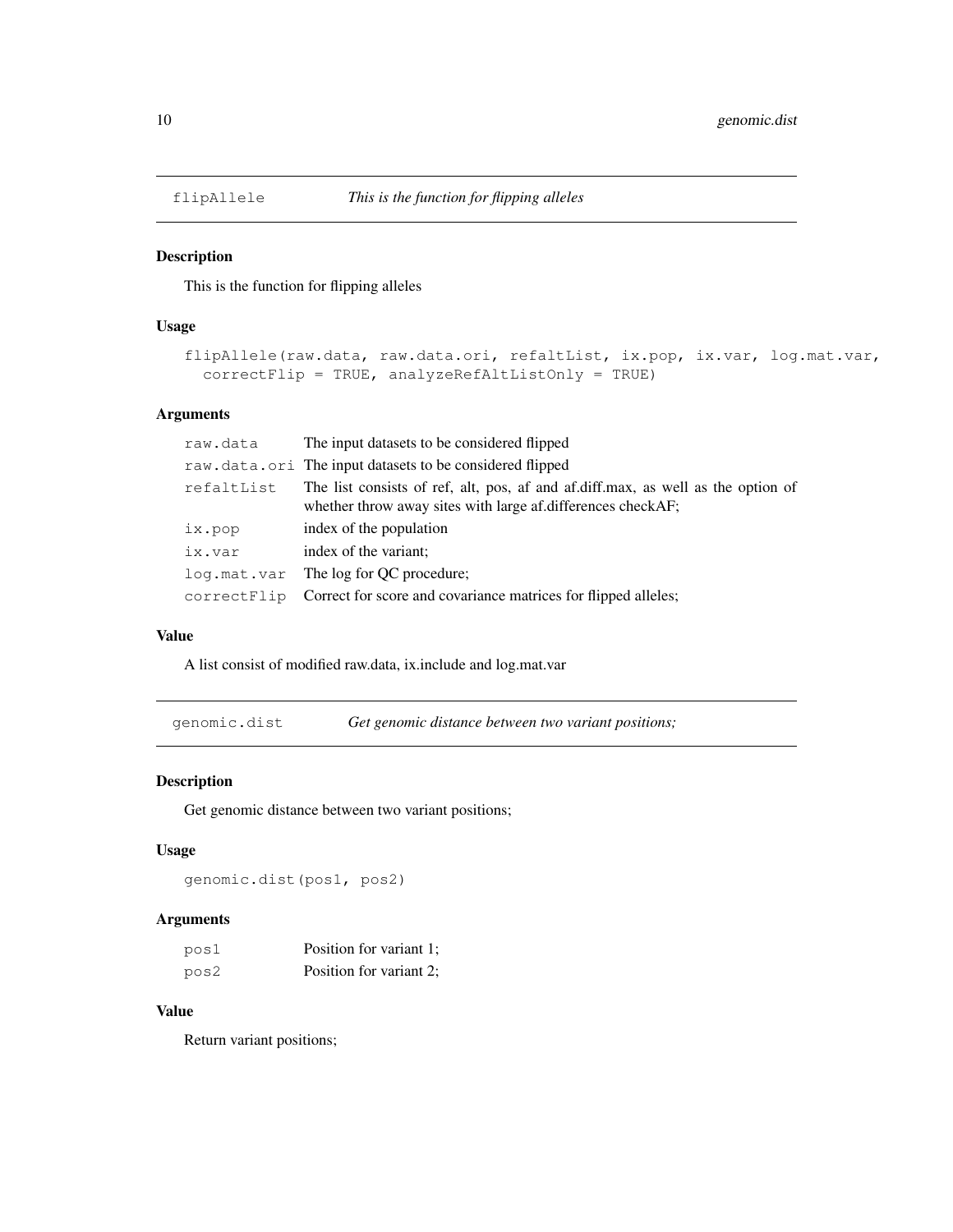## flipAllele *This is the function for flipping alleles*

### Description

This is the function for flipping alleles

### Usage

```
flipAllele(raw.data, raw.data.ori, refaltList, ix.pop, ix.var, log.mat.var,
  correctFlip = TRUE, analyzeRefAltListOnly = TRUE)
```

### Arguments

| | |
|---|---|
| raw.data | The input datasets to be considered flipped |
| raw.data.ori | The input datasets to be considered flipped |
| refaltList | The list consists of ref, alt, pos, af and af.diff.max, as well as the option of whether throw away sites with large af.differences checkAF; |
| ix.pop | index of the population |
| ix.var | index of the variant; |
| log.mat.var | The log for QC procedure; |
| correctFlip | Correct for score and covariance matrices for flipped alleles; |

### Value

A list consist of modified raw.data, ix.include and log.mat.var

## genomic.dist *Get genomic distance between two variant positions;*

### Description

Get genomic distance between two variant positions;

### Usage

```
genomic.dist(pos1, pos2)
```

### Arguments

| | |
|---|---|
| pos1 | Position for variant 1; |
| pos2 | Position for variant 2; |

### Value

Return variant positions;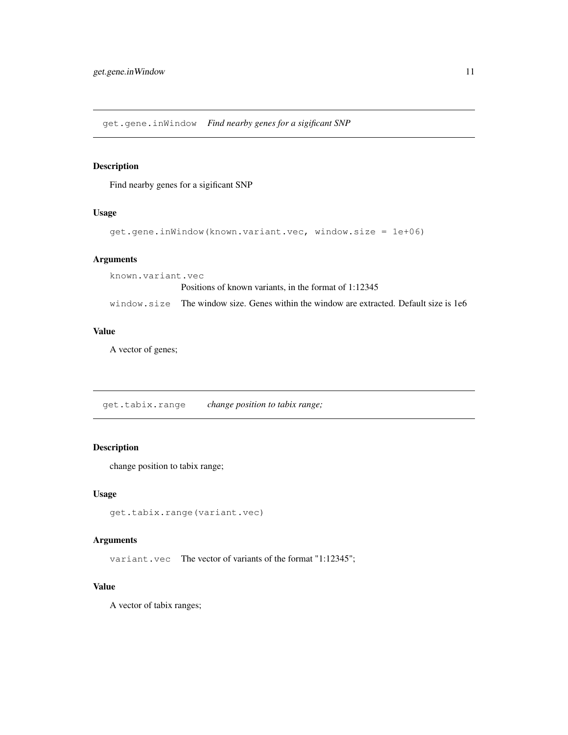## get.gene.inWindow *Find nearby genes for a sigificant SNP*

### Description

Find nearby genes for a sigificant SNP

### Usage

```
get.gene.inWindow(known.variant.vec, window.size = 1e+06)
```

### Arguments

| | |
|---|---|
| known.variant.vec | Positions of known variants, in the format of 1:12345 |
| window.size | The window size. Genes within the window are extracted. Default size is 1e6 |

### Value

A vector of genes;

## get.tabix.range *change position to tabix range;*

### Description

change position to tabix range;

### Usage

```
get.tabix.range(variant.vec)
```

### Arguments

| | |
|---|---|
| variant.vec | The vector of variants of the format "1:12345"; |

### Value

A vector of tabix ranges;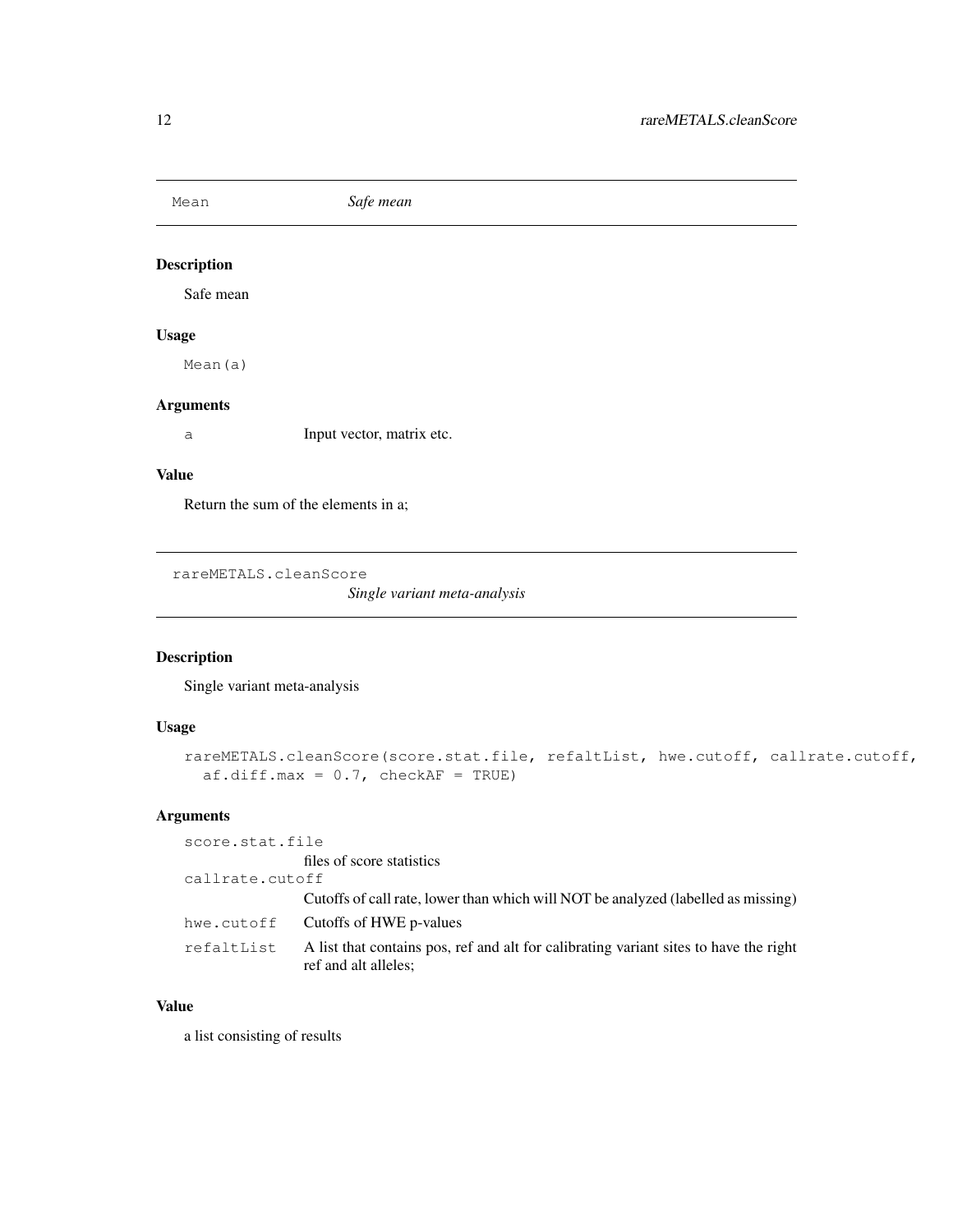## Mean — *Safe mean*

### Description

Safe mean

### Usage

```
Mean(a)
```

### Arguments

| | |
|---|---|
| a | Input vector, matrix etc. |

### Value

Return the sum of the elements in a;

## rareMETALS.cleanScore — *Single variant meta-analysis*

### Description

Single variant meta-analysis

### Usage

```
rareMETALS.cleanScore(score.stat.file, refaltList, hwe.cutoff, callrate.cutoff,
  af.diff.max = 0.7, checkAF = TRUE)
```

### Arguments

| | |
|---|---|
| score.stat.file | files of score statistics |
| callrate.cutoff | Cutoffs of call rate, lower than which will NOT be analyzed (labelled as missing) |
| hwe.cutoff | Cutoffs of HWE p-values |
| refaltList | A list that contains pos, ref and alt for calibrating variant sites to have the right ref and alt alleles; |

### Value

a list consisting of results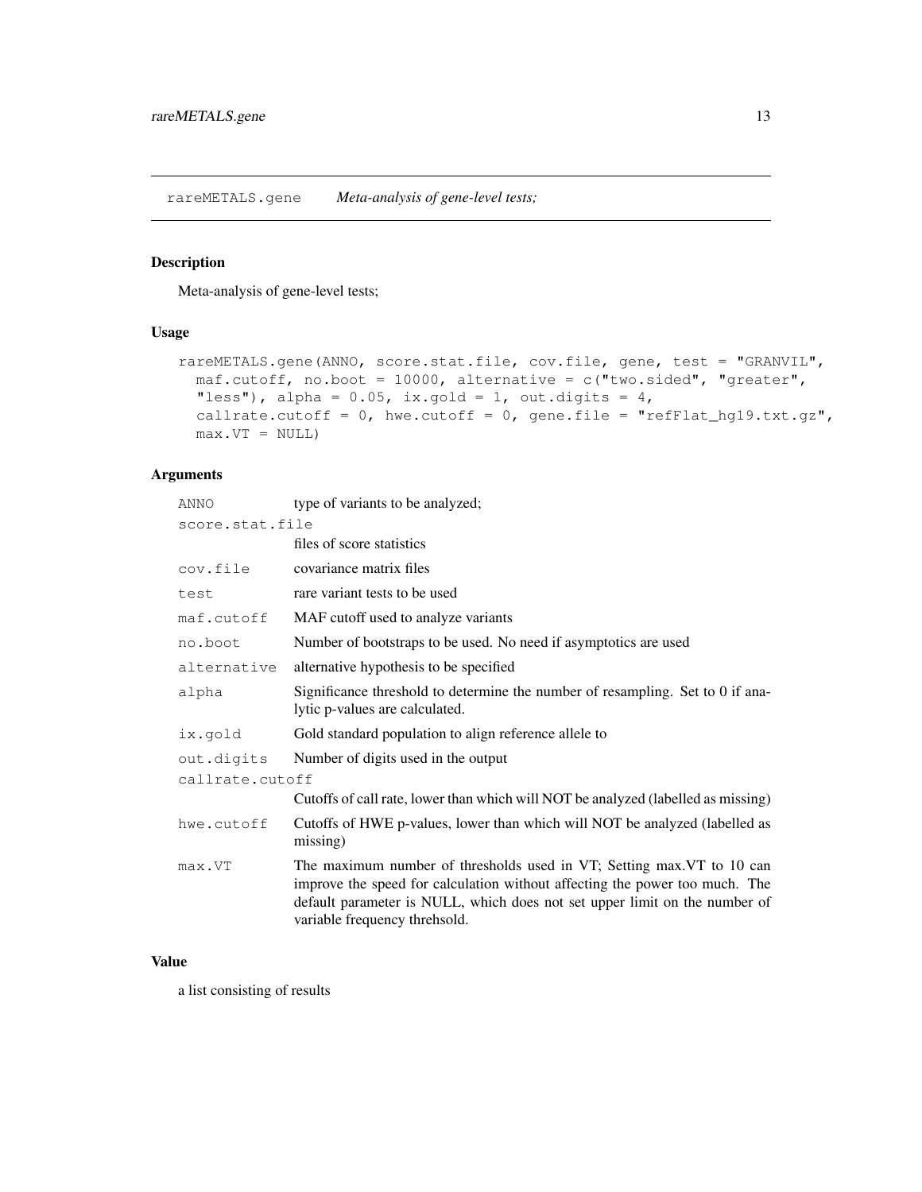## rareMETALS.gene *Meta-analysis of gene-level tests;*

### Description

Meta-analysis of gene-level tests;

### Usage

```
rareMETALS.gene(ANNO, score.stat.file, cov.file, gene, test = "GRANVIL",
  maf.cutoff, no.boot = 10000, alternative = c("two.sided", "greater",
  "less"), alpha = 0.05, ix.gold = 1, out.digits = 4,
  callrate.cutoff = 0, hwe.cutoff = 0, gene.file = "refFlat_hg19.txt.gz",
  max.VT = NULL)
```

### Arguments

| | |
|---|---|
| ANNO | type of variants to be analyzed; |
| score.stat.file | files of score statistics |
| cov.file | covariance matrix files |
| test | rare variant tests to be used |
| maf.cutoff | MAF cutoff used to analyze variants |
| no.boot | Number of bootstraps to be used. No need if asymptotics are used |
| alternative | alternative hypothesis to be specified |
| alpha | Significance threshold to determine the number of resampling. Set to 0 if analytic p-values are calculated. |
| ix.gold | Gold standard population to align reference allele to |
| out.digits | Number of digits used in the output |
| callrate.cutoff | Cutoffs of call rate, lower than which will NOT be analyzed (labelled as missing) |
| hwe.cutoff | Cutoffs of HWE p-values, lower than which will NOT be analyzed (labelled as missing) |
| max.VT | The maximum number of thresholds used in VT; Setting max.VT to 10 can improve the speed for calculation without affecting the power too much. The default parameter is NULL, which does not set upper limit on the number of variable frequency threhsold. |

### Value

a list consisting of results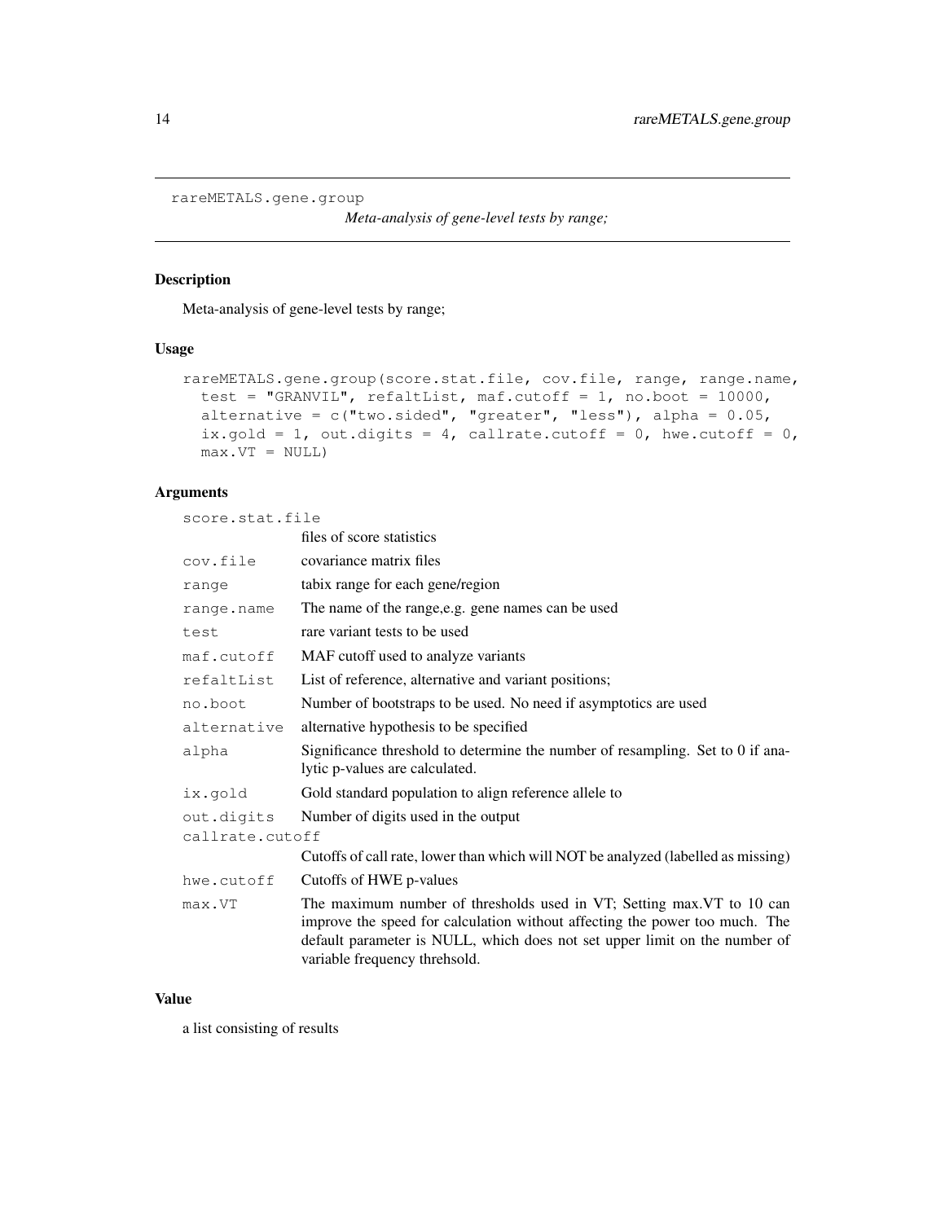```
rareMETALS.gene.group
```

*Meta-analysis of gene-level tests by range;*

## Description

Meta-analysis of gene-level tests by range;

## Usage

```
rareMETALS.gene.group(score.stat.file, cov.file, range, range.name,
  test = "GRANVIL", refaltList, maf.cutoff = 1, no.boot = 10000,
  alternative = c("two.sided", "greater", "less"), alpha = 0.05,
  ix.gold = 1, out.digits = 4, callrate.cutoff = 0, hwe.cutoff = 0,
  max.VT = NULL)
```

## Arguments

| Argument | Description |
|---|---|
| `score.stat.file` | files of score statistics |
| `cov.file` | covariance matrix files |
| `range` | tabix range for each gene/region |
| `range.name` | The name of the range,e.g. gene names can be used |
| `test` | rare variant tests to be used |
| `maf.cutoff` | MAF cutoff used to analyze variants |
| `refaltList` | List of reference, alternative and variant positions; |
| `no.boot` | Number of bootstraps to be used. No need if asymptotics are used |
| `alternative` | alternative hypothesis to be specified |
| `alpha` | Significance threshold to determine the number of resampling. Set to 0 if analytic p-values are calculated. |
| `ix.gold` | Gold standard population to align reference allele to |
| `out.digits` | Number of digits used in the output |
| `callrate.cutoff` | Cutoffs of call rate, lower than which will NOT be analyzed (labelled as missing) |
| `hwe.cutoff` | Cutoffs of HWE p-values |
| `max.VT` | The maximum number of thresholds used in VT; Setting max.VT to 10 can improve the speed for calculation without affecting the power too much. The default parameter is NULL, which does not set upper limit on the number of variable frequency threhsold. |

## Value

a list consisting of results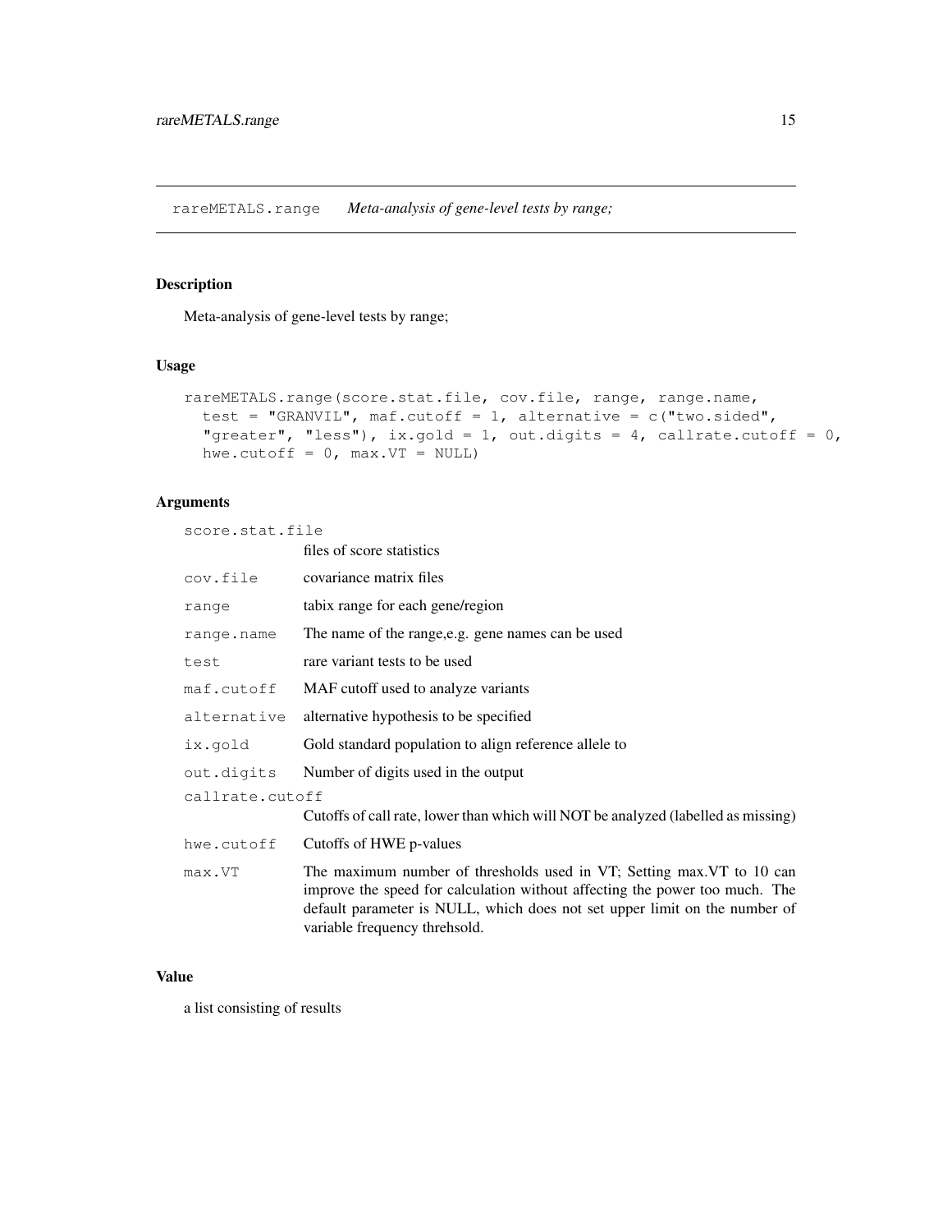## rareMETALS.range *Meta-analysis of gene-level tests by range;*

### Description

Meta-analysis of gene-level tests by range;

### Usage

```
rareMETALS.range(score.stat.file, cov.file, range, range.name,
  test = "GRANVIL", maf.cutoff = 1, alternative = c("two.sided",
  "greater", "less"), ix.gold = 1, out.digits = 4, callrate.cutoff = 0,
  hwe.cutoff = 0, max.VT = NULL)
```

### Arguments

| | |
|---|---|
| `score.stat.file` | files of score statistics |
| `cov.file` | covariance matrix files |
| `range` | tabix range for each gene/region |
| `range.name` | The name of the range,e.g. gene names can be used |
| `test` | rare variant tests to be used |
| `maf.cutoff` | MAF cutoff used to analyze variants |
| `alternative` | alternative hypothesis to be specified |
| `ix.gold` | Gold standard population to align reference allele to |
| `out.digits` | Number of digits used in the output |
| `callrate.cutoff` | Cutoffs of call rate, lower than which will NOT be analyzed (labelled as missing) |
| `hwe.cutoff` | Cutoffs of HWE p-values |
| `max.VT` | The maximum number of thresholds used in VT; Setting max.VT to 10 can improve the speed for calculation without affecting the power too much. The default parameter is NULL, which does not set upper limit on the number of variable frequency threhsold. |

### Value

a list consisting of results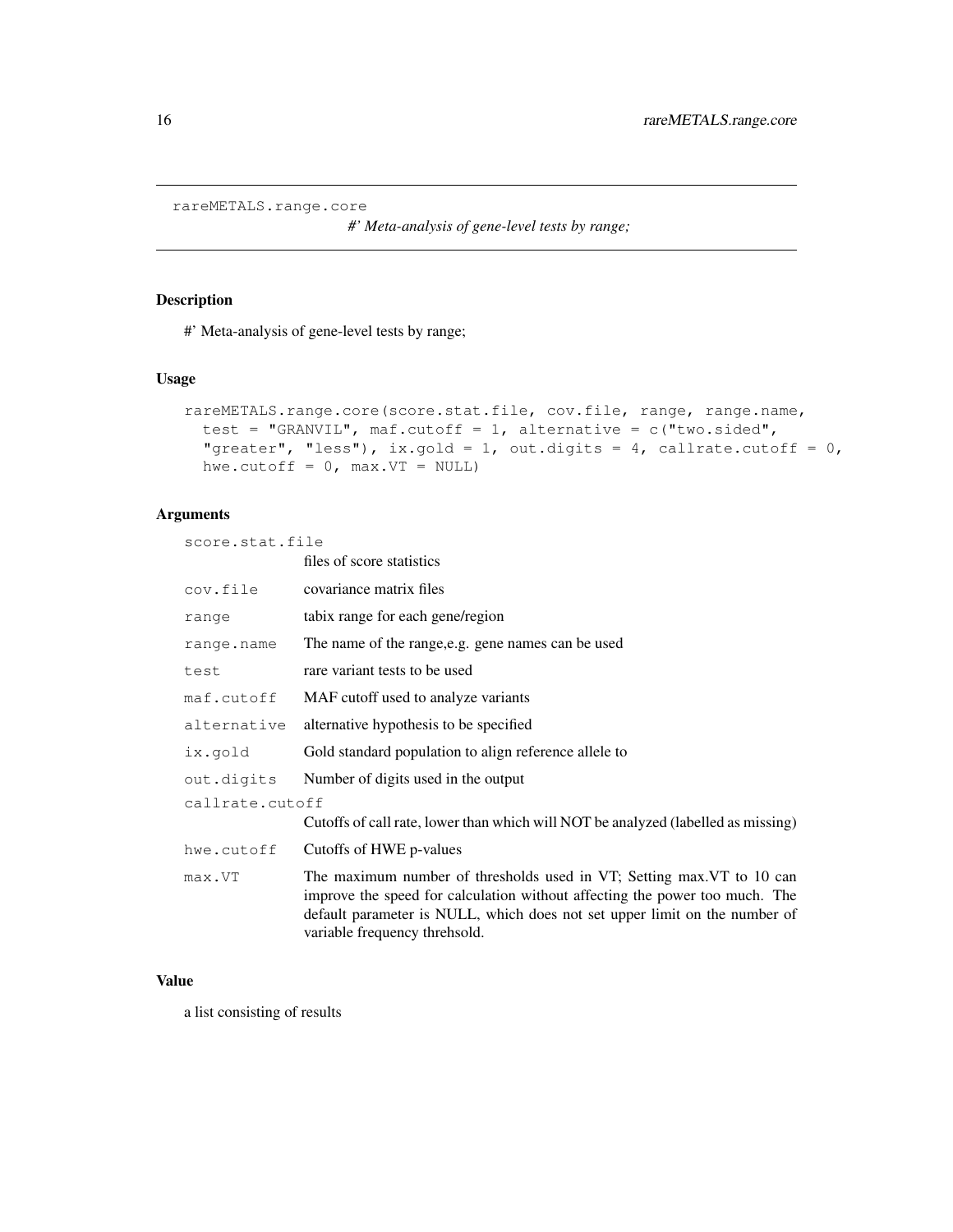# rareMETALS.range.core

*#' Meta-analysis of gene-level tests by range;*

## Description

#' Meta-analysis of gene-level tests by range;

## Usage

```
rareMETALS.range.core(score.stat.file, cov.file, range, range.name,
  test = "GRANVIL", maf.cutoff = 1, alternative = c("two.sided",
  "greater", "less"), ix.gold = 1, out.digits = 4, callrate.cutoff = 0,
  hwe.cutoff = 0, max.VT = NULL)
```

## Arguments

| | |
|---|---|
| `score.stat.file` | files of score statistics |
| `cov.file` | covariance matrix files |
| `range` | tabix range for each gene/region |
| `range.name` | The name of the range,e.g. gene names can be used |
| `test` | rare variant tests to be used |
| `maf.cutoff` | MAF cutoff used to analyze variants |
| `alternative` | alternative hypothesis to be specified |
| `ix.gold` | Gold standard population to align reference allele to |
| `out.digits` | Number of digits used in the output |
| `callrate.cutoff` | Cutoffs of call rate, lower than which will NOT be analyzed (labelled as missing) |
| `hwe.cutoff` | Cutoffs of HWE p-values |
| `max.VT` | The maximum number of thresholds used in VT; Setting max.VT to 10 can improve the speed for calculation without affecting the power too much. The default parameter is NULL, which does not set upper limit on the number of variable frequency threhsold. |

## Value

a list consisting of results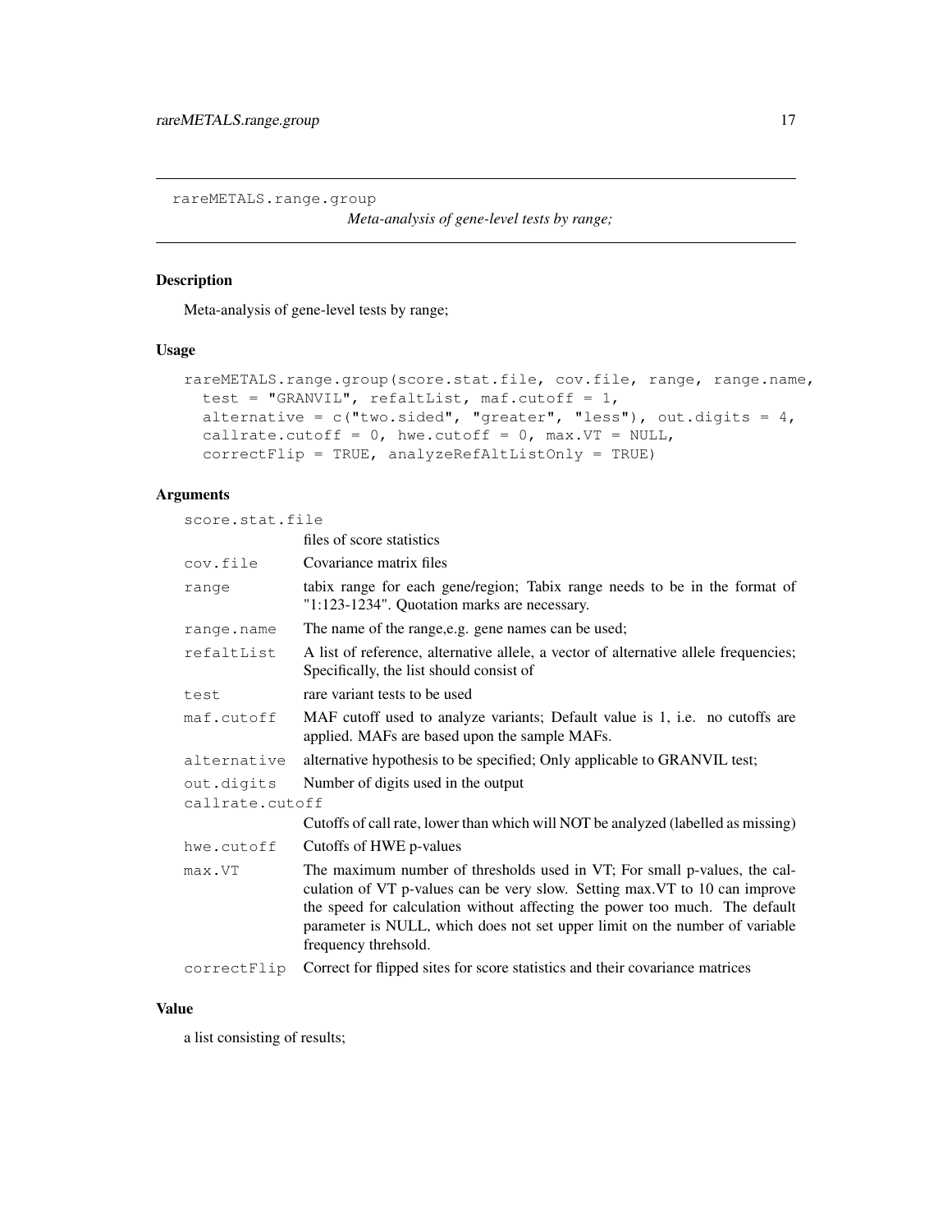```
rareMETALS.range.group
```

*Meta-analysis of gene-level tests by range;*

## Description

Meta-analysis of gene-level tests by range;

## Usage

```
rareMETALS.range.group(score.stat.file, cov.file, range, range.name,
  test = "GRANVIL", refaltList, maf.cutoff = 1,
  alternative = c("two.sided", "greater", "less"), out.digits = 4,
  callrate.cutoff = 0, hwe.cutoff = 0, max.VT = NULL,
  correctFlip = TRUE, analyzeRefAltListOnly = TRUE)
```

## Arguments

| | |
|---|---|
| `score.stat.file` | files of score statistics |
| `cov.file` | Covariance matrix files |
| `range` | tabix range for each gene/region; Tabix range needs to be in the format of "1:123-1234". Quotation marks are necessary. |
| `range.name` | The name of the range,e.g. gene names can be used; |
| `refaltList` | A list of reference, alternative allele, a vector of alternative allele frequencies; Specifically, the list should consist of |
| `test` | rare variant tests to be used |
| `maf.cutoff` | MAF cutoff used to analyze variants; Default value is 1, i.e. no cutoffs are applied. MAFs are based upon the sample MAFs. |
| `alternative` | alternative hypothesis to be specified; Only applicable to GRANVIL test; |
| `out.digits` | Number of digits used in the output |
| `callrate.cutoff` | Cutoffs of call rate, lower than which will NOT be analyzed (labelled as missing) |
| `hwe.cutoff` | Cutoffs of HWE p-values |
| `max.VT` | The maximum number of thresholds used in VT; For small p-values, the calculation of VT p-values can be very slow. Setting max.VT to 10 can improve the speed for calculation without affecting the power too much. The default parameter is NULL, which does not set upper limit on the number of variable frequency threhsold. |
| `correctFlip` | Correct for flipped sites for score statistics and their covariance matrices |

## Value

a list consisting of results;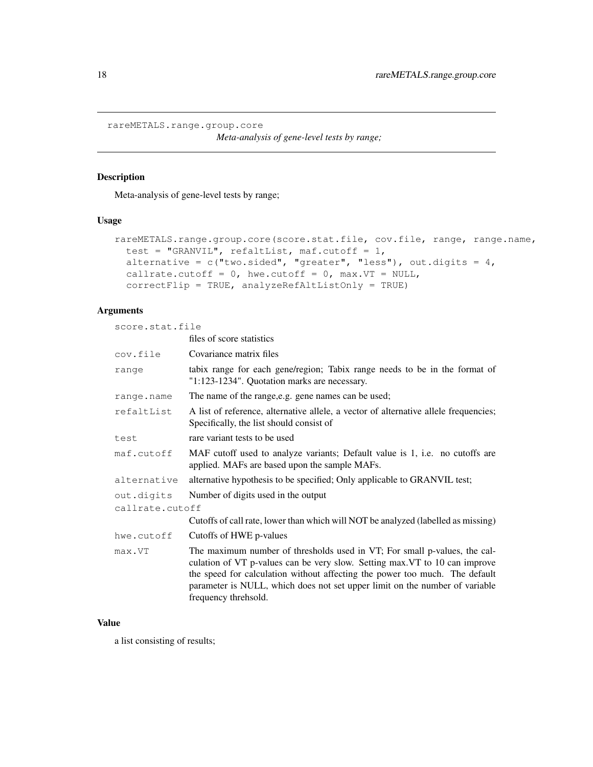## rareMETALS.range.group.core

*Meta-analysis of gene-level tests by range;*

### Description

Meta-analysis of gene-level tests by range;

### Usage

```
rareMETALS.range.group.core(score.stat.file, cov.file, range, range.name,
  test = "GRANVIL", refaltList, maf.cutoff = 1,
  alternative = c("two.sided", "greater", "less"), out.digits = 4,
  callrate.cutoff = 0, hwe.cutoff = 0, max.VT = NULL,
  correctFlip = TRUE, analyzeRefAltListOnly = TRUE)
```

### Arguments

| Argument | Description |
| --- | --- |
| `score.stat.file` | files of score statistics |
| `cov.file` | Covariance matrix files |
| `range` | tabix range for each gene/region; Tabix range needs to be in the format of "1:123-1234". Quotation marks are necessary. |
| `range.name` | The name of the range,e.g. gene names can be used; |
| `refaltList` | A list of reference, alternative allele, a vector of alternative allele frequencies; Specifically, the list should consist of |
| `test` | rare variant tests to be used |
| `maf.cutoff` | MAF cutoff used to analyze variants; Default value is 1, i.e. no cutoffs are applied. MAFs are based upon the sample MAFs. |
| `alternative` | alternative hypothesis to be specified; Only applicable to GRANVIL test; |
| `out.digits` | Number of digits used in the output |
| `callrate.cutoff` | Cutoffs of call rate, lower than which will NOT be analyzed (labelled as missing) |
| `hwe.cutoff` | Cutoffs of HWE p-values |
| `max.VT` | The maximum number of thresholds used in VT; For small p-values, the calculation of VT p-values can be very slow. Setting max.VT to 10 can improve the speed for calculation without affecting the power too much. The default parameter is NULL, which does not set upper limit on the number of variable frequency threhsold. |

### Value

a list consisting of results;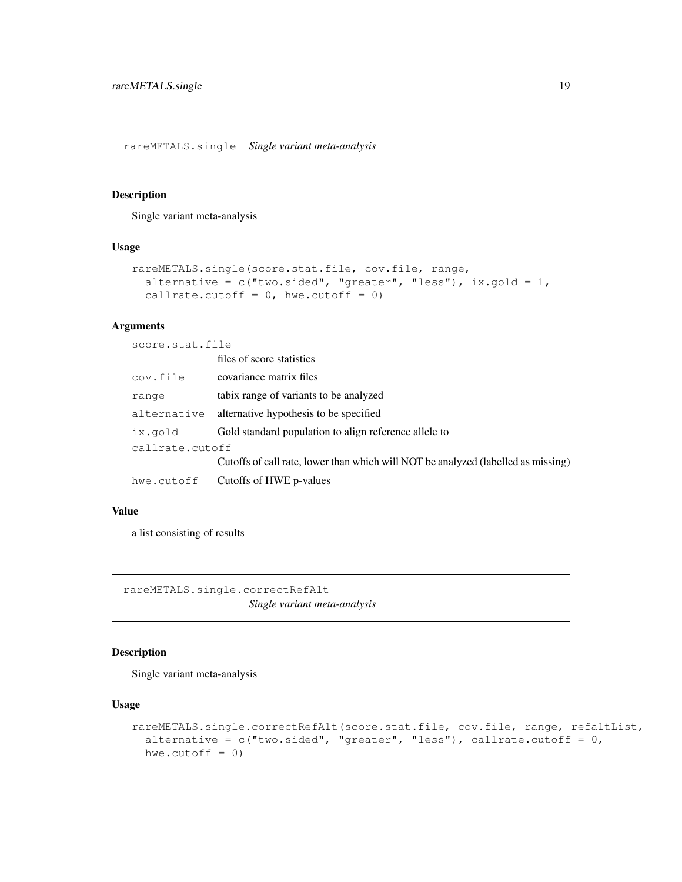## rareMETALS.single *Single variant meta-analysis*

### Description

Single variant meta-analysis

### Usage

```
rareMETALS.single(score.stat.file, cov.file, range,
  alternative = c("two.sided", "greater", "less"), ix.gold = 1,
  callrate.cutoff = 0, hwe.cutoff = 0)
```

### Arguments

| Argument | Description |
|---|---|
| score.stat.file | files of score statistics |
| cov.file | covariance matrix files |
| range | tabix range of variants to be analyzed |
| alternative | alternative hypothesis to be specified |
| ix.gold | Gold standard population to align reference allele to |
| callrate.cutoff | Cutoffs of call rate, lower than which will NOT be analyzed (labelled as missing) |
| hwe.cutoff | Cutoffs of HWE p-values |

### Value

a list consisting of results

## rareMETALS.single.correctRefAlt *Single variant meta-analysis*

### Description

Single variant meta-analysis

### Usage

```
rareMETALS.single.correctRefAlt(score.stat.file, cov.file, range, refaltList,
  alternative = c("two.sided", "greater", "less"), callrate.cutoff = 0,
  hwe.cutoff = 0)
```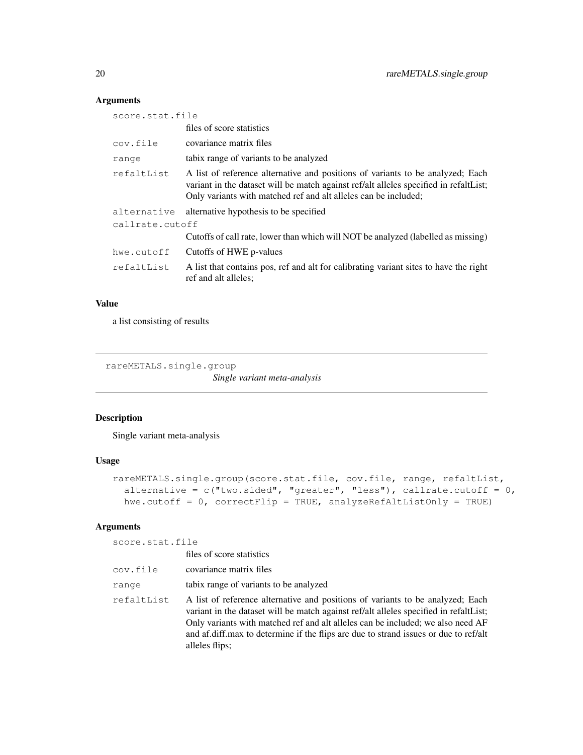## Arguments

| | |
|---|---|
| score.stat.file | files of score statistics |
| cov.file | covariance matrix files |
| range | tabix range of variants to be analyzed |
| refaltList | A list of reference alternative and positions of variants to be analyzed; Each variant in the dataset will be match against ref/alt alleles specified in refaltList; Only variants with matched ref and alt alleles can be included; |
| alternative | alternative hypothesis to be specified |
| callrate.cutoff | Cutoffs of call rate, lower than which will NOT be analyzed (labelled as missing) |
| hwe.cutoff | Cutoffs of HWE p-values |
| refaltList | A list that contains pos, ref and alt for calibrating variant sites to have the right ref and alt alleles; |

## Value

a list consisting of results

---

# rareMETALS.single.group — *Single variant meta-analysis*

---

## Description

Single variant meta-analysis

## Usage

```
rareMETALS.single.group(score.stat.file, cov.file, range, refaltList,
  alternative = c("two.sided", "greater", "less"), callrate.cutoff = 0,
  hwe.cutoff = 0, correctFlip = TRUE, analyzeRefAltListOnly = TRUE)
```

## Arguments

| | |
|---|---|
| score.stat.file | files of score statistics |
| cov.file | covariance matrix files |
| range | tabix range of variants to be analyzed |
| refaltList | A list of reference alternative and positions of variants to be analyzed; Each variant in the dataset will be match against ref/alt alleles specified in refaltList; Only variants with matched ref and alt alleles can be included; we also need AF and af.diff.max to determine if the flips are due to strand issues or due to ref/alt alleles flips; |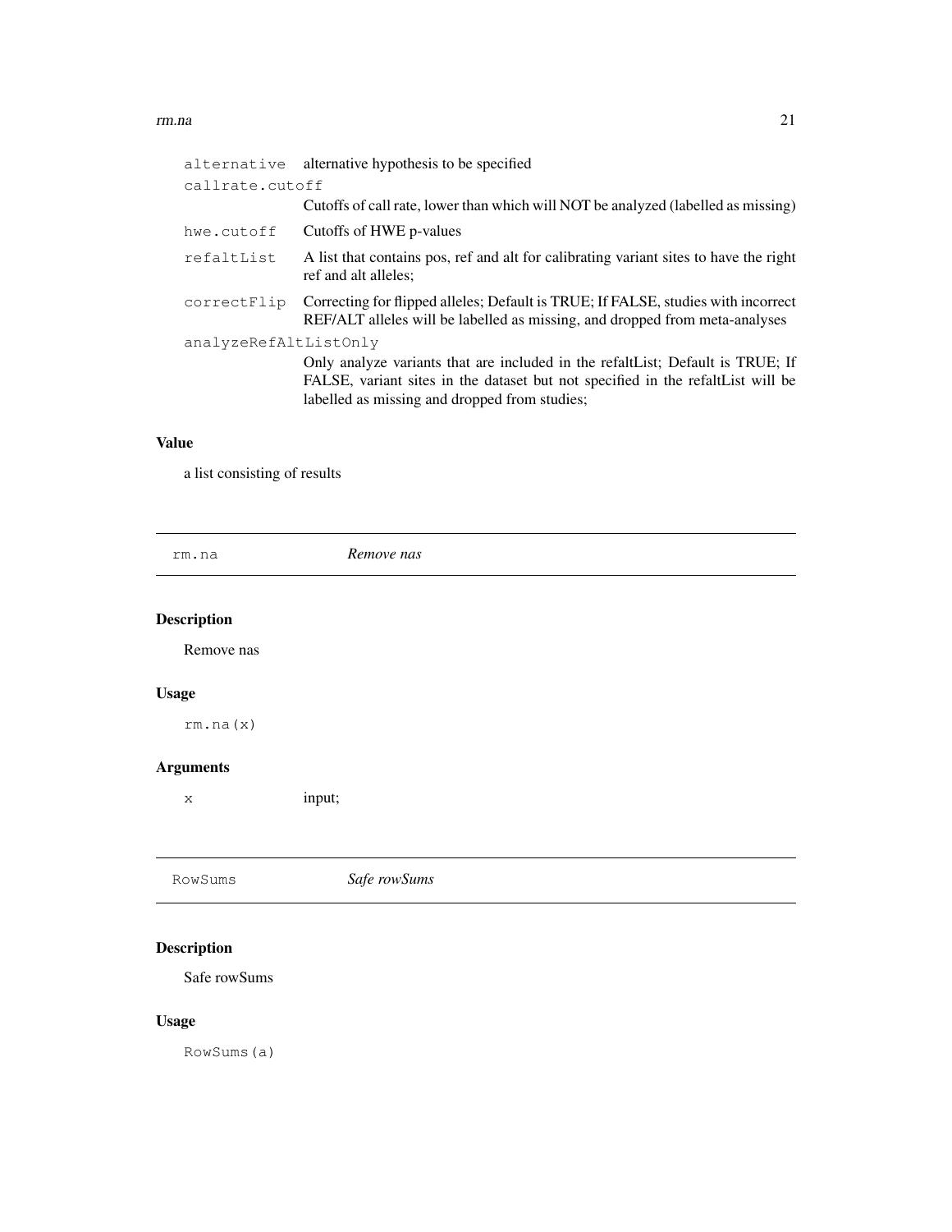| | |
|---|---|
| `alternative` | alternative hypothesis to be specified |
| `callrate.cutoff` | Cutoffs of call rate, lower than which will NOT be analyzed (labelled as missing) |
| `hwe.cutoff` | Cutoffs of HWE p-values |
| `refaltList` | A list that contains pos, ref and alt for calibrating variant sites to have the right ref and alt alleles; |
| `correctFlip` | Correcting for flipped alleles; Default is TRUE; If FALSE, studies with incorrect REF/ALT alleles will be labelled as missing, and dropped from meta-analyses |
| `analyzeRefAltListOnly` | Only analyze variants that are included in the refaltList; Default is TRUE; If FALSE, variant sites in the dataset but not specified in the refaltList will be labelled as missing and dropped from studies; |

### Value

a list consisting of results

## `rm.na` *Remove nas*

### Description

Remove nas

### Usage

```
rm.na(x)
```

### Arguments

| | |
|---|---|
| `x` | input; |

## `RowSums` *Safe rowSums*

### Description

Safe rowSums

### Usage

```
RowSums(a)
```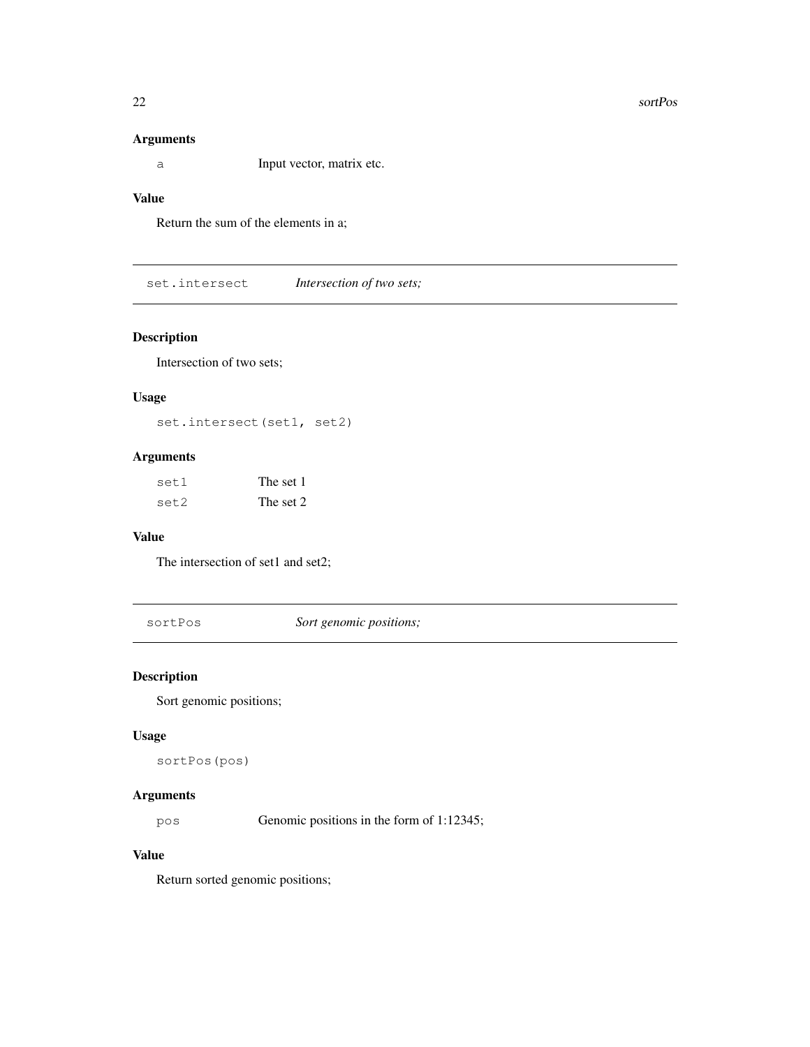## Arguments

| | |
|---|---|
| a | Input vector, matrix etc. |

## Value

Return the sum of the elements in a;

---

# set.intersect *Intersection of two sets;*

## Description

Intersection of two sets;

## Usage

```
set.intersect(set1, set2)
```

## Arguments

| | |
|---|---|
| set1 | The set 1 |
| set2 | The set 2 |

## Value

The intersection of set1 and set2;

---

# sortPos *Sort genomic positions;*

## Description

Sort genomic positions;

## Usage

```
sortPos(pos)
```

## Arguments

| | |
|---|---|
| pos | Genomic positions in the form of 1:12345; |

## Value

Return sorted genomic positions;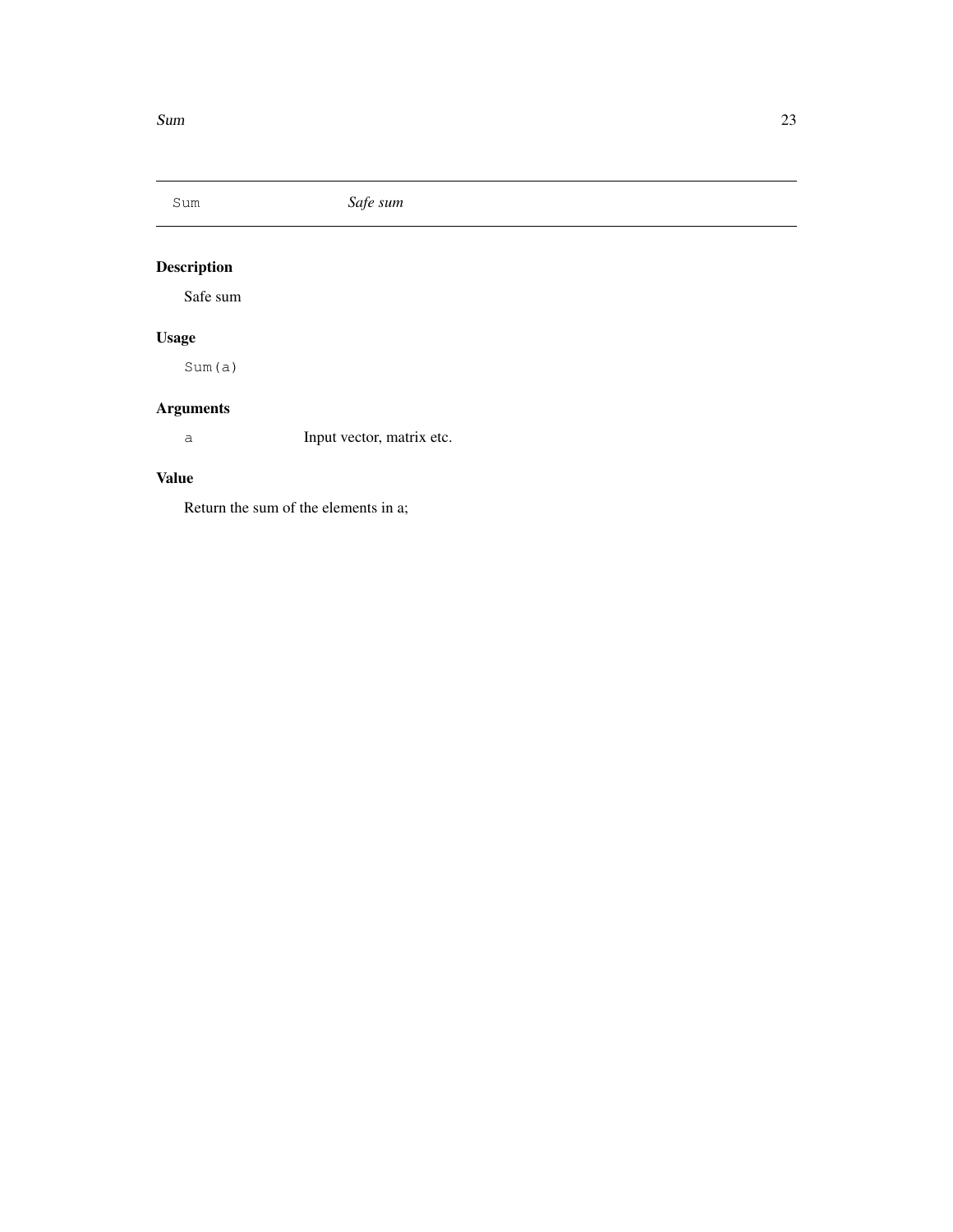`Sum` *Safe sum*

## Description

Safe sum

## Usage

```
Sum(a)
```

## Arguments

| | |
|---|---|
| `a` | Input vector, matrix etc. |

## Value

Return the sum of the elements in a;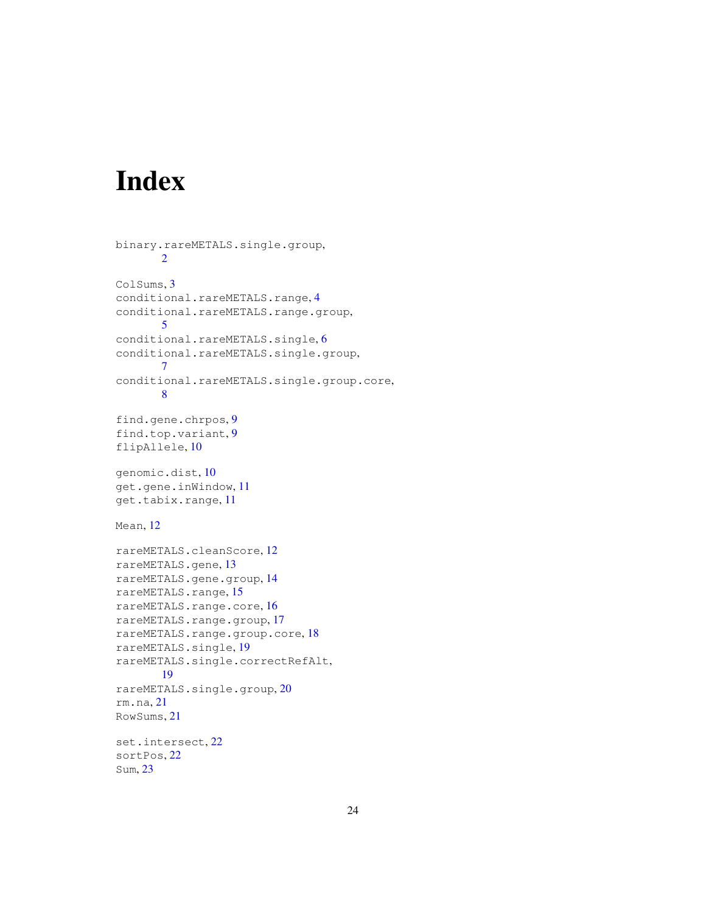# Index

binary.rareMETALS.single.group, 2

ColSums, 3
conditional.rareMETALS.range, 4
conditional.rareMETALS.range.group, 5
conditional.rareMETALS.single, 6
conditional.rareMETALS.single.group, 7
conditional.rareMETALS.single.group.core, 8

find.gene.chrpos, 9
find.top.variant, 9
flipAllele, 10

genomic.dist, 10
get.gene.inWindow, 11
get.tabix.range, 11

Mean, 12

rareMETALS.cleanScore, 12
rareMETALS.gene, 13
rareMETALS.gene.group, 14
rareMETALS.range, 15
rareMETALS.range.core, 16
rareMETALS.range.group, 17
rareMETALS.range.group.core, 18
rareMETALS.single, 19
rareMETALS.single.correctRefAlt, 19
rareMETALS.single.group, 20
rm.na, 21
RowSums, 21

set.intersect, 22
sortPos, 22
Sum, 23